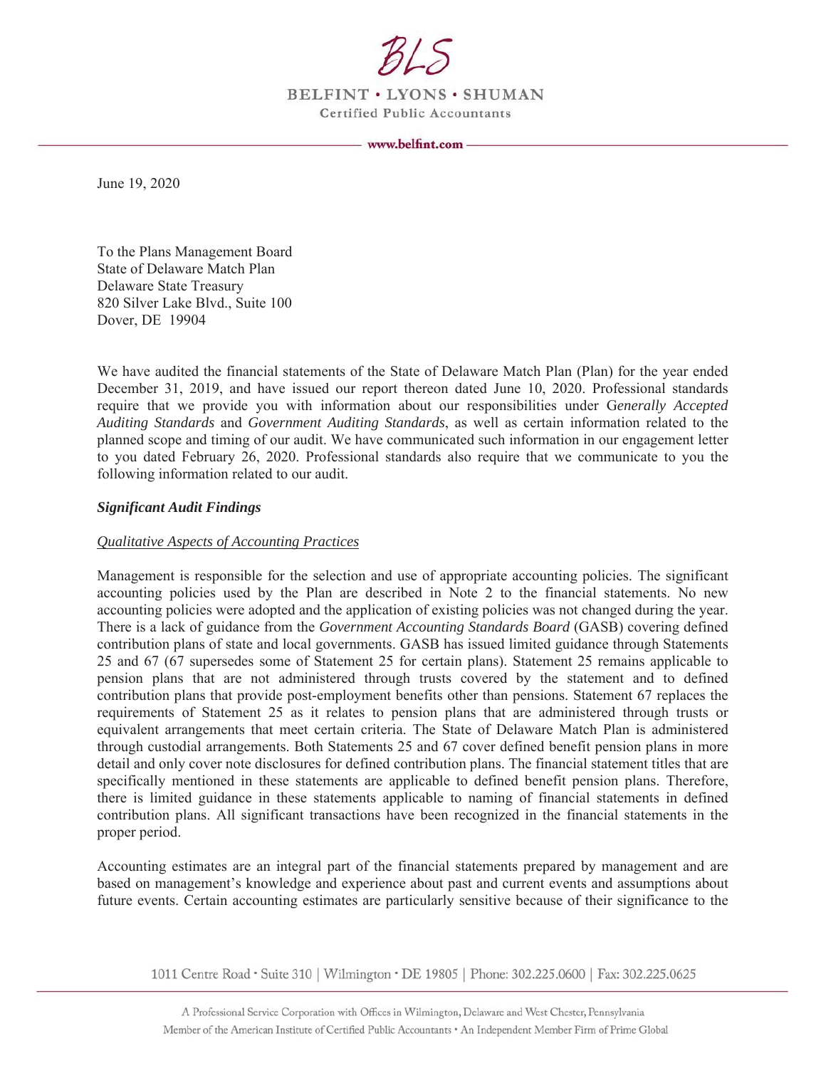June 19, 2020

To the Plans Management Board
State of Delaware Match Plan
Delaware State Treasury
820 Silver Lake Blvd., Suite 100
Dover, DE 19904

We have audited the financial statements of the State of Delaware Match Plan (Plan) for the year ended December 31, 2019, and have issued our report thereon dated June 10, 2020. Professional standards require that we provide you with information about our responsibilities under G*enerally Accepted Auditing Standards* and *Government Auditing Standards*, as well as certain information related to the planned scope and timing of our audit. We have communicated such information in our engagement letter to you dated February 26, 2020. Professional standards also require that we communicate to you the following information related to our audit.

***Significant Audit Findings***

*Qualitative Aspects of Accounting Practices*

Management is responsible for the selection and use of appropriate accounting policies. The significant accounting policies used by the Plan are described in Note 2 to the financial statements. No new accounting policies were adopted and the application of existing policies was not changed during the year. There is a lack of guidance from the *Government Accounting Standards Board* (GASB) covering defined contribution plans of state and local governments. GASB has issued limited guidance through Statements 25 and 67 (67 supersedes some of Statement 25 for certain plans). Statement 25 remains applicable to pension plans that are not administered through trusts covered by the statement and to defined contribution plans that provide post-employment benefits other than pensions. Statement 67 replaces the requirements of Statement 25 as it relates to pension plans that are administered through trusts or equivalent arrangements that meet certain criteria. The State of Delaware Match Plan is administered through custodial arrangements. Both Statements 25 and 67 cover defined benefit pension plans in more detail and only cover note disclosures for defined contribution plans. The financial statement titles that are specifically mentioned in these statements are applicable to defined benefit pension plans. Therefore, there is limited guidance in these statements applicable to naming of financial statements in defined contribution plans. All significant transactions have been recognized in the financial statements in the proper period.

Accounting estimates are an integral part of the financial statements prepared by management and are based on management's knowledge and experience about past and current events and assumptions about future events. Certain accounting estimates are particularly sensitive because of their significance to the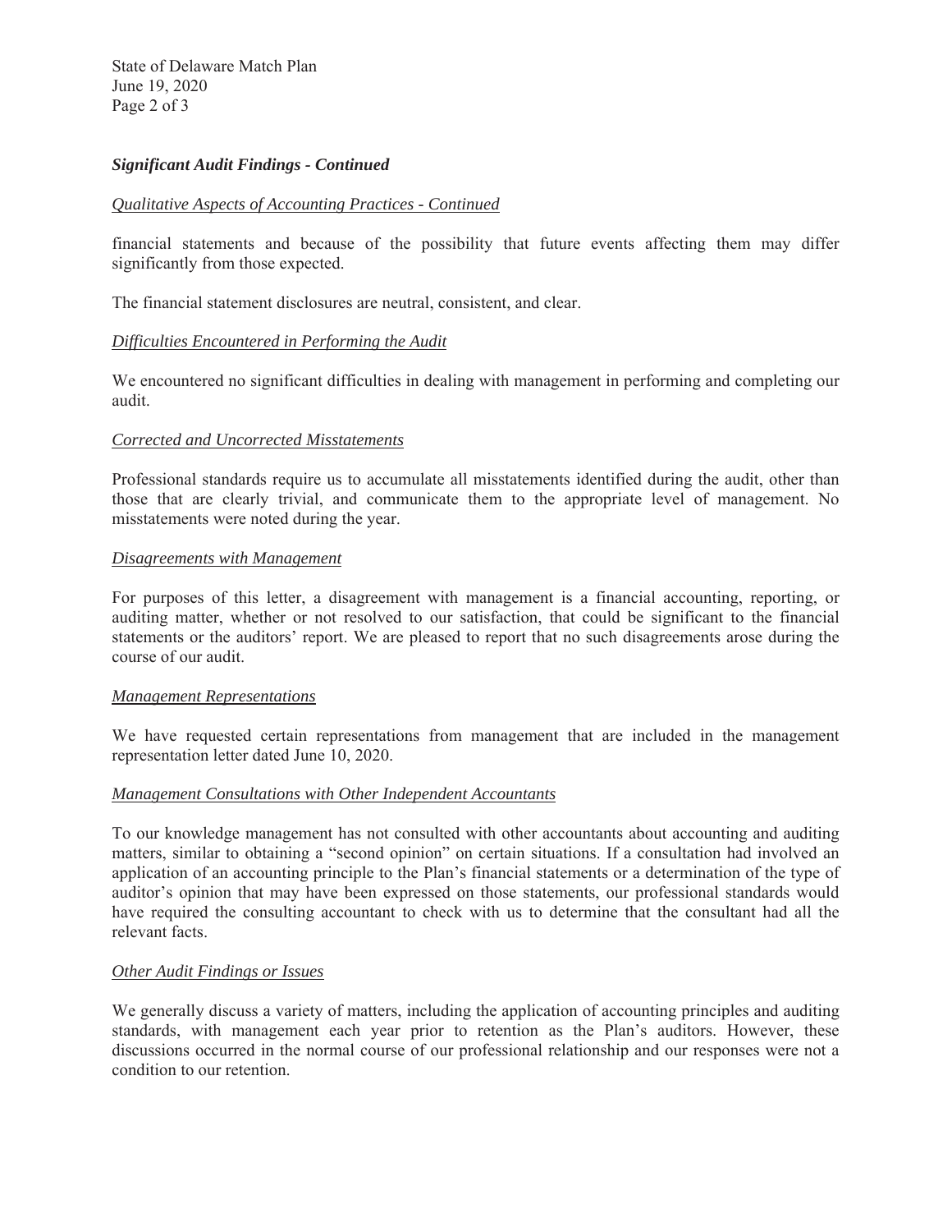### *Significant Audit Findings - Continued*

*Qualitative Aspects of Accounting Practices - Continued*

financial statements and because of the possibility that future events affecting them may differ significantly from those expected.

The financial statement disclosures are neutral, consistent, and clear.

*Difficulties Encountered in Performing the Audit*

We encountered no significant difficulties in dealing with management in performing and completing our audit.

*Corrected and Uncorrected Misstatements*

Professional standards require us to accumulate all misstatements identified during the audit, other than those that are clearly trivial, and communicate them to the appropriate level of management. No misstatements were noted during the year.

*Disagreements with Management*

For purposes of this letter, a disagreement with management is a financial accounting, reporting, or auditing matter, whether or not resolved to our satisfaction, that could be significant to the financial statements or the auditors' report. We are pleased to report that no such disagreements arose during the course of our audit.

*Management Representations*

We have requested certain representations from management that are included in the management representation letter dated June 10, 2020.

*Management Consultations with Other Independent Accountants*

To our knowledge management has not consulted with other accountants about accounting and auditing matters, similar to obtaining a "second opinion" on certain situations. If a consultation had involved an application of an accounting principle to the Plan's financial statements or a determination of the type of auditor's opinion that may have been expressed on those statements, our professional standards would have required the consulting accountant to check with us to determine that the consultant had all the relevant facts.

*Other Audit Findings or Issues*

We generally discuss a variety of matters, including the application of accounting principles and auditing standards, with management each year prior to retention as the Plan's auditors. However, these discussions occurred in the normal course of our professional relationship and our responses were not a condition to our retention.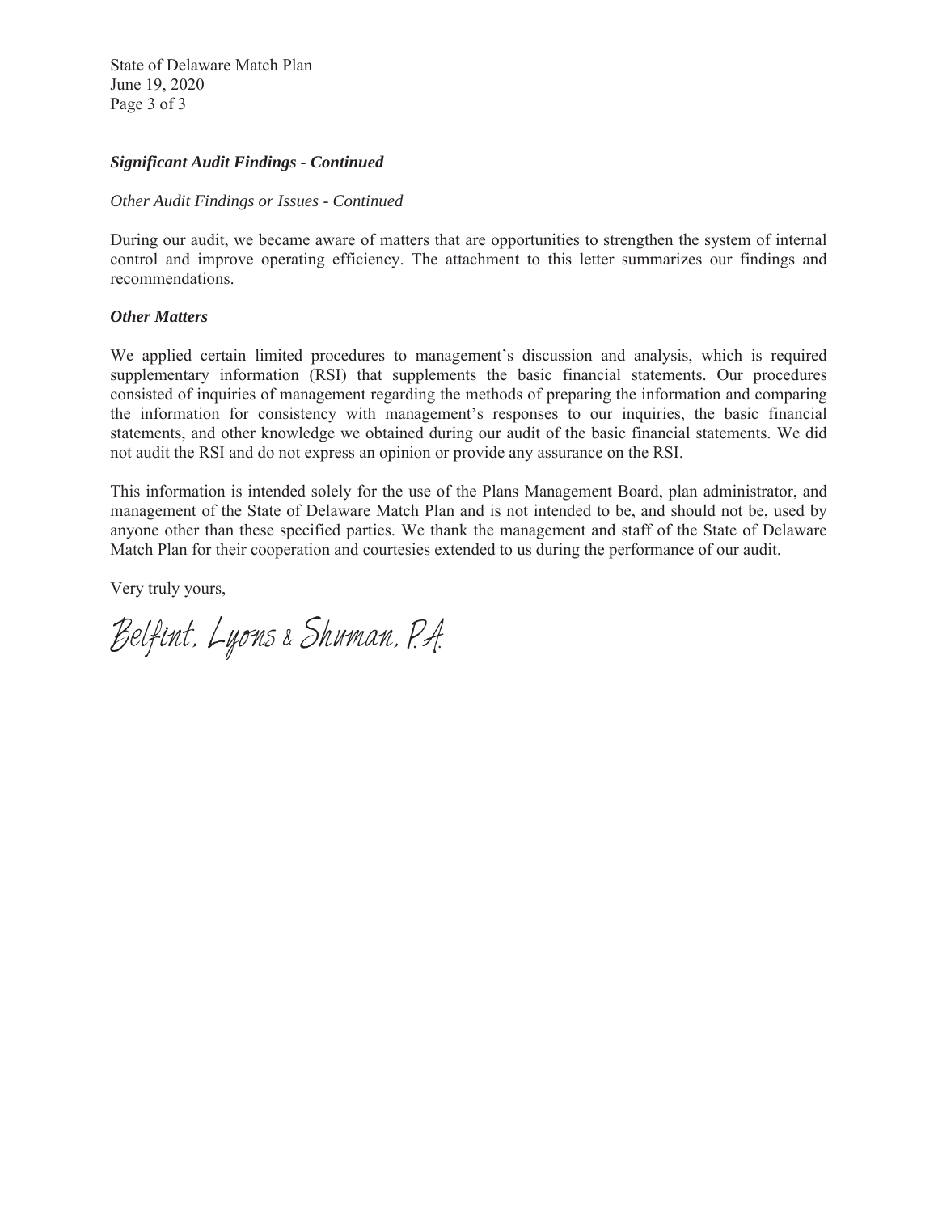***Significant Audit Findings - Continued***

*Other Audit Findings or Issues - Continued*

During our audit, we became aware of matters that are opportunities to strengthen the system of internal control and improve operating efficiency. The attachment to this letter summarizes our findings and recommendations.

***Other Matters***

We applied certain limited procedures to management's discussion and analysis, which is required supplementary information (RSI) that supplements the basic financial statements. Our procedures consisted of inquiries of management regarding the methods of preparing the information and comparing the information for consistency with management's responses to our inquiries, the basic financial statements, and other knowledge we obtained during our audit of the basic financial statements. We did not audit the RSI and do not express an opinion or provide any assurance on the RSI.

This information is intended solely for the use of the Plans Management Board, plan administrator, and management of the State of Delaware Match Plan and is not intended to be, and should not be, used by anyone other than these specified parties. We thank the management and staff of the State of Delaware Match Plan for their cooperation and courtesies extended to us during the performance of our audit.

Very truly yours,

Belfint, Lyons & Shuman, P.A.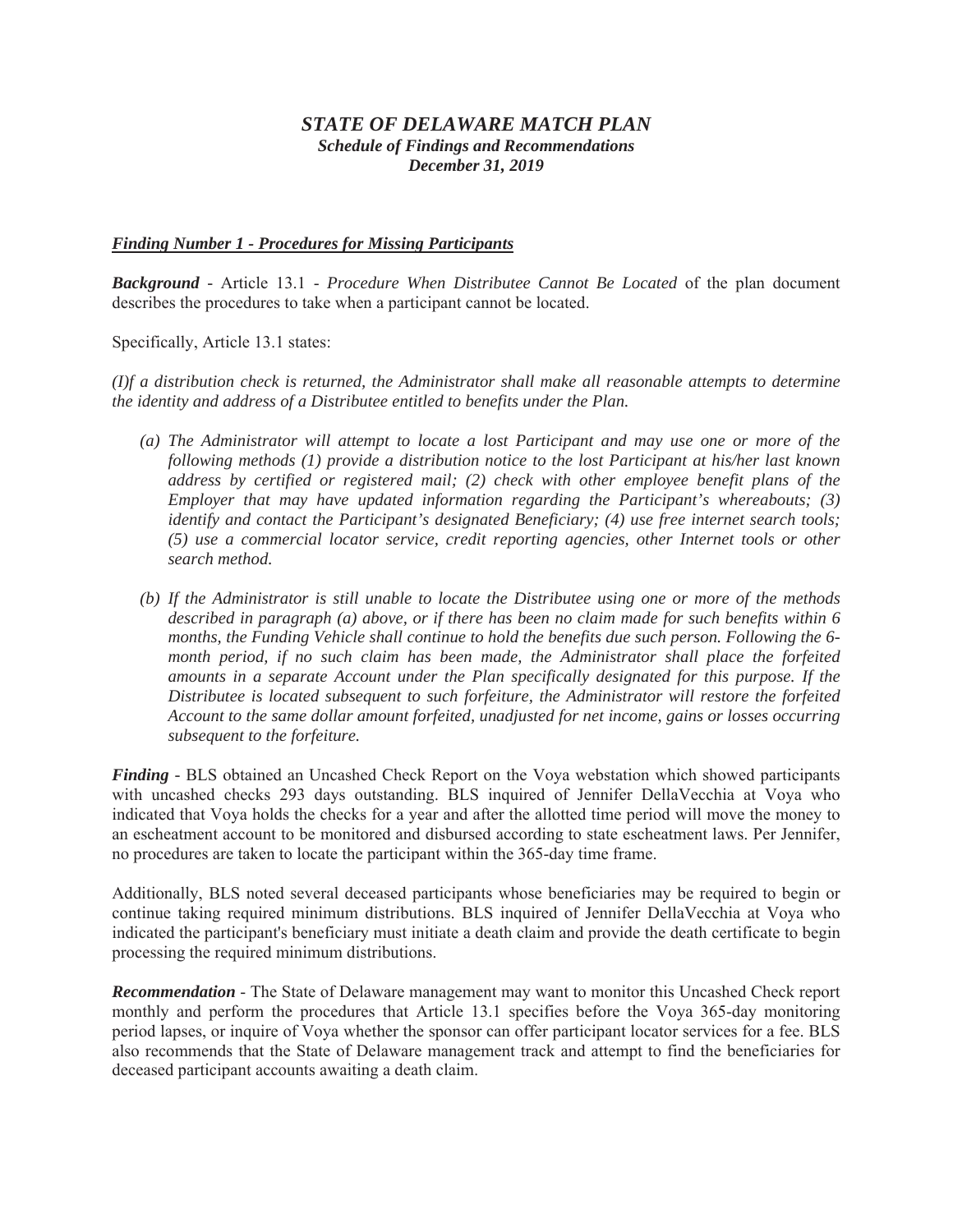# *STATE OF DELAWARE MATCH PLAN*

***Schedule of Findings and Recommendations***

***December 31, 2019***

***Finding Number 1 - Procedures for Missing Participants***

***Background*** - Article 13.1 - *Procedure When Distributee Cannot Be Located* of the plan document describes the procedures to take when a participant cannot be located.

Specifically, Article 13.1 states:

*(I)f a distribution check is returned, the Administrator shall make all reasonable attempts to determine the identity and address of a Distributee entitled to benefits under the Plan.*

- *(a) The Administrator will attempt to locate a lost Participant and may use one or more of the following methods (1) provide a distribution notice to the lost Participant at his/her last known address by certified or registered mail; (2) check with other employee benefit plans of the Employer that may have updated information regarding the Participant's whereabouts; (3) identify and contact the Participant's designated Beneficiary; (4) use free internet search tools; (5) use a commercial locator service, credit reporting agencies, other Internet tools or other search method.*

- *(b) If the Administrator is still unable to locate the Distributee using one or more of the methods described in paragraph (a) above, or if there has been no claim made for such benefits within 6 months, the Funding Vehicle shall continue to hold the benefits due such person. Following the 6-month period, if no such claim has been made, the Administrator shall place the forfeited amounts in a separate Account under the Plan specifically designated for this purpose. If the Distributee is located subsequent to such forfeiture, the Administrator will restore the forfeited Account to the same dollar amount forfeited, unadjusted for net income, gains or losses occurring subsequent to the forfeiture.*

***Finding*** - BLS obtained an Uncashed Check Report on the Voya webstation which showed participants with uncashed checks 293 days outstanding. BLS inquired of Jennifer DellaVecchia at Voya who indicated that Voya holds the checks for a year and after the allotted time period will move the money to an escheatment account to be monitored and disbursed according to state escheatment laws. Per Jennifer, no procedures are taken to locate the participant within the 365-day time frame.

Additionally, BLS noted several deceased participants whose beneficiaries may be required to begin or continue taking required minimum distributions. BLS inquired of Jennifer DellaVecchia at Voya who indicated the participant's beneficiary must initiate a death claim and provide the death certificate to begin processing the required minimum distributions.

***Recommendation*** - The State of Delaware management may want to monitor this Uncashed Check report monthly and perform the procedures that Article 13.1 specifies before the Voya 365-day monitoring period lapses, or inquire of Voya whether the sponsor can offer participant locator services for a fee. BLS also recommends that the State of Delaware management track and attempt to find the beneficiaries for deceased participant accounts awaiting a death claim.